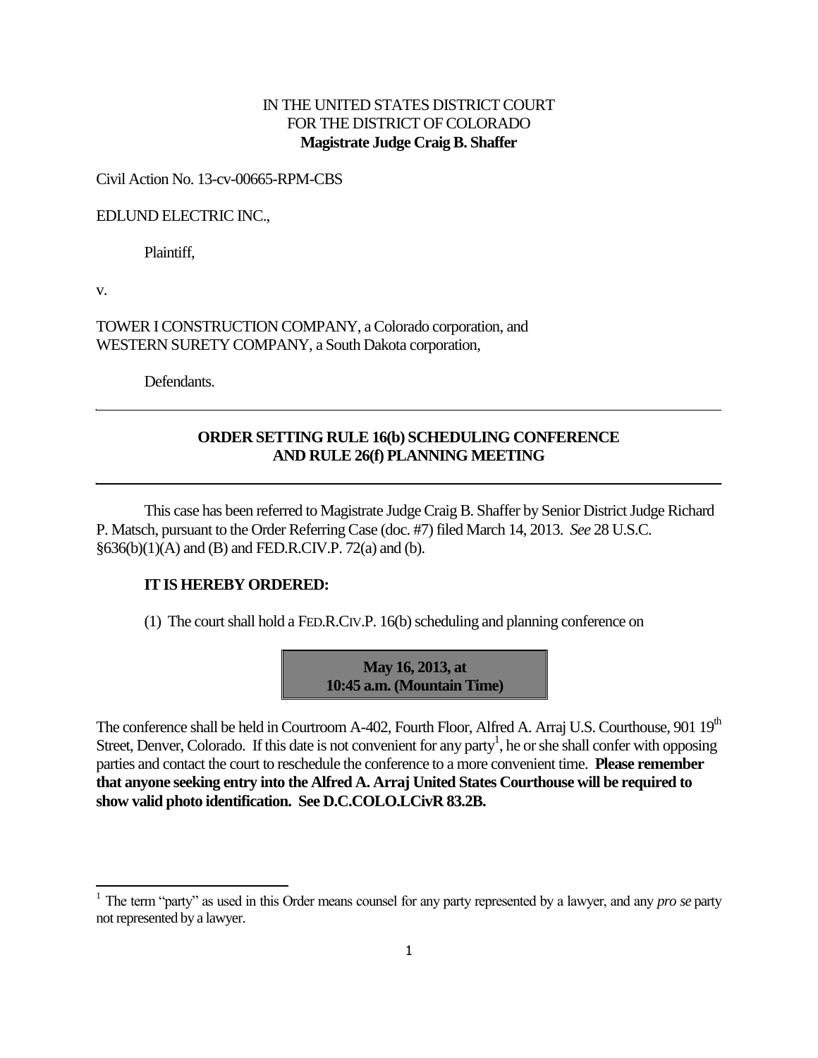IN THE UNITED STATES DISTRICT COURT
FOR THE DISTRICT OF COLORADO
**Magistrate Judge Craig B. Shaffer**

Civil Action No. 13-cv-00665-RPM-CBS

EDLUND ELECTRIC INC.,

Plaintiff,

v.

TOWER I CONSTRUCTION COMPANY, a Colorado corporation, and
WESTERN SURETY COMPANY, a South Dakota corporation,

Defendants.

---

## ORDER SETTING RULE 16(b) SCHEDULING CONFERENCE AND RULE 26(f) PLANNING MEETING

---

This case has been referred to Magistrate Judge Craig B. Shaffer by Senior District Judge Richard P. Matsch, pursuant to the Order Referring Case (doc. #7) filed March 14, 2013. *See* 28 U.S.C. §636(b)(1)(A) and (B) and FED.R.CIV.P. 72(a) and (b).

**IT IS HEREBY ORDERED:**

(1) The court shall hold a FED.R.CIV.P. 16(b) scheduling and planning conference on

**May 16, 2013, at**
**10:45 a.m. (Mountain Time)**

The conference shall be held in Courtroom A-402, Fourth Floor, Alfred A. Arraj U.S. Courthouse, 901 19th Street, Denver, Colorado. If this date is not convenient for any party[1], he or she shall confer with opposing parties and contact the court to reschedule the conference to a more convenient time. **Please remember that anyone seeking entry into the Alfred A. Arraj United States Courthouse will be required to show valid photo identification. See D.C.COLO.LCivR 83.2B.**

---

[1] The term "party" as used in this Order means counsel for any party represented by a lawyer, and any *pro se* party not represented by a lawyer.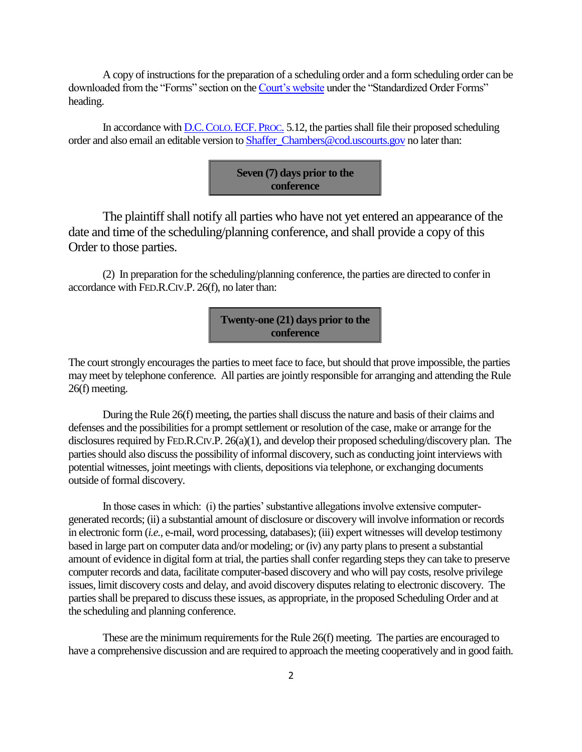A copy of instructions for the preparation of a scheduling order and a form scheduling order can be downloaded from the "Forms" section on the Court's website under the "Standardized Order Forms" heading.

In accordance with D.C. COLO. ECF. PROC. 5.12, the parties shall file their proposed scheduling order and also email an editable version to Shaffer_Chambers@cod.uscourts.gov no later than:

**Seven (7) days prior to the conference**

The plaintiff shall notify all parties who have not yet entered an appearance of the date and time of the scheduling/planning conference, and shall provide a copy of this Order to those parties.

(2) In preparation for the scheduling/planning conference, the parties are directed to confer in accordance with FED.R.CIV.P. 26(f), no later than:

**Twenty-one (21) days prior to the conference**

The court strongly encourages the parties to meet face to face, but should that prove impossible, the parties may meet by telephone conference. All parties are jointly responsible for arranging and attending the Rule 26(f) meeting.

During the Rule 26(f) meeting, the parties shall discuss the nature and basis of their claims and defenses and the possibilities for a prompt settlement or resolution of the case, make or arrange for the disclosures required by FED.R.CIV.P. 26(a)(1), and develop their proposed scheduling/discovery plan. The parties should also discuss the possibility of informal discovery, such as conducting joint interviews with potential witnesses, joint meetings with clients, depositions via telephone, or exchanging documents outside of formal discovery.

In those cases in which: (i) the parties' substantive allegations involve extensive computer-generated records; (ii) a substantial amount of disclosure or discovery will involve information or records in electronic form (*i.e.*, e-mail, word processing, databases); (iii) expert witnesses will develop testimony based in large part on computer data and/or modeling; or (iv) any party plans to present a substantial amount of evidence in digital form at trial, the parties shall confer regarding steps they can take to preserve computer records and data, facilitate computer-based discovery and who will pay costs, resolve privilege issues, limit discovery costs and delay, and avoid discovery disputes relating to electronic discovery. The parties shall be prepared to discuss these issues, as appropriate, in the proposed Scheduling Order and at the scheduling and planning conference.

These are the minimum requirements for the Rule 26(f) meeting. The parties are encouraged to have a comprehensive discussion and are required to approach the meeting cooperatively and in good faith.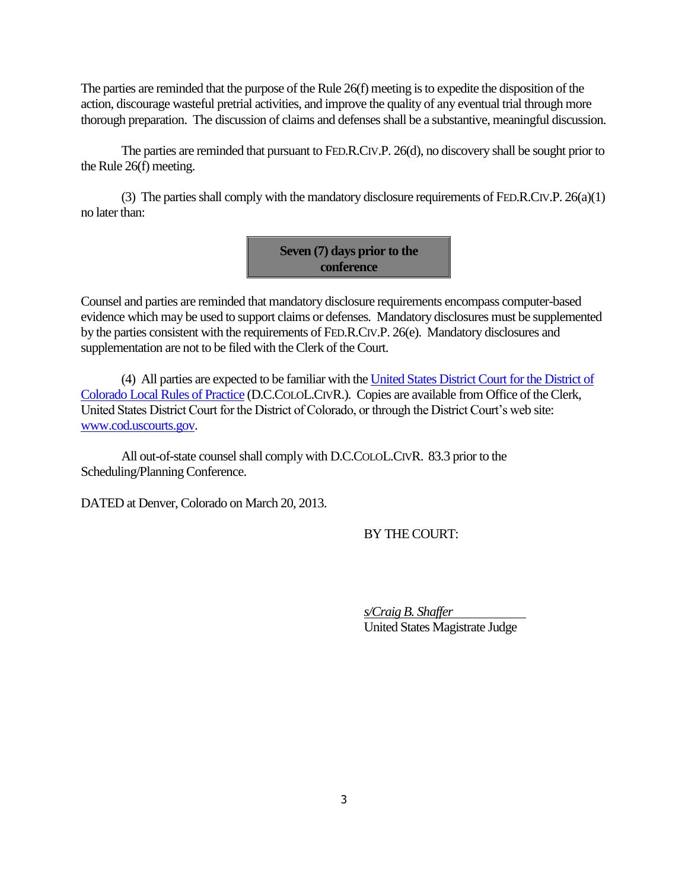The parties are reminded that the purpose of the Rule 26(f) meeting is to expedite the disposition of the action, discourage wasteful pretrial activities, and improve the quality of any eventual trial through more thorough preparation. The discussion of claims and defenses shall be a substantive, meaningful discussion.

The parties are reminded that pursuant to FED.R.CIV.P. 26(d), no discovery shall be sought prior to the Rule 26(f) meeting.

(3) The parties shall comply with the mandatory disclosure requirements of FED.R.CIV.P. 26(a)(1) no later than:

**Seven (7) days prior to the conference**

Counsel and parties are reminded that mandatory disclosure requirements encompass computer-based evidence which may be used to support claims or defenses. Mandatory disclosures must be supplemented by the parties consistent with the requirements of FED.R.CIV.P. 26(e). Mandatory disclosures and supplementation are not to be filed with the Clerk of the Court.

(4) All parties are expected to be familiar with the United States District Court for the District of Colorado Local Rules of Practice (D.C.COLO.L.CIVR.). Copies are available from Office of the Clerk, United States District Court for the District of Colorado, or through the District Court's web site: www.cod.uscourts.gov.

All out-of-state counsel shall comply with D.C.COLO.L.CIVR. 83.3 prior to the Scheduling/Planning Conference.

DATED at Denver, Colorado on March 20, 2013.

BY THE COURT:

*s/Craig B. Shaffer*
United States Magistrate Judge